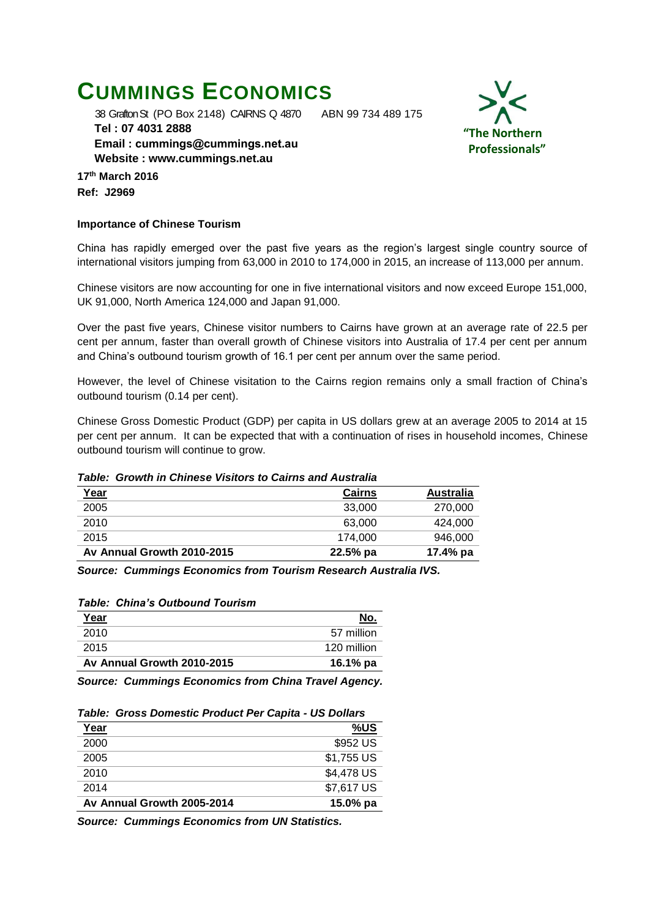# CUMMINGS ECONOMICS

38 Grafton St (PO Box 2148) CAIRNS Q 4870 ABN 99 734 489 175
**Tel : 07 4031 2888**
**Email : cummings@cummings.net.au**
**Website : www.cummings.net.au**

"The Northern Professionals"

**17th March 2016**
**Ref: J2969**

**Importance of Chinese Tourism**

China has rapidly emerged over the past five years as the region's largest single country source of international visitors jumping from 63,000 in 2010 to 174,000 in 2015, an increase of 113,000 per annum.

Chinese visitors are now accounting for one in five international visitors and now exceed Europe 151,000, UK 91,000, North America 124,000 and Japan 91,000.

Over the past five years, Chinese visitor numbers to Cairns have grown at an average rate of 22.5 per cent per annum, faster than overall growth of Chinese visitors into Australia of 17.4 per cent per annum and China's outbound tourism growth of 16.1 per cent per annum over the same period.

However, the level of Chinese visitation to the Cairns region remains only a small fraction of China's outbound tourism (0.14 per cent).

Chinese Gross Domestic Product (GDP) per capita in US dollars grew at an average 2005 to 2014 at 15 per cent per annum. It can be expected that with a continuation of rises in household incomes, Chinese outbound tourism will continue to grow.

***Table: Growth in Chinese Visitors to Cairns and Australia***

| Year | Cairns | Australia |
|---|---|---|
| 2005 | 33,000 | 270,000 |
| 2010 | 63,000 | 424,000 |
| 2015 | 174,000 | 946,000 |
| **Av Annual Growth 2010-2015** | **22.5% pa** | **17.4% pa** |

***Source: Cummings Economics from Tourism Research Australia IVS.***

***Table: China's Outbound Tourism***

| Year | No. |
|---|---|
| 2010 | 57 million |
| 2015 | 120 million |
| **Av Annual Growth 2010-2015** | **16.1% pa** |

***Source: Cummings Economics from China Travel Agency.***

***Table: Gross Domestic Product Per Capita - US Dollars***

| Year | %US |
|---|---|
| 2000 | $952 US |
| 2005 | $1,755 US |
| 2010 | $4,478 US |
| 2014 | $7,617 US |
| **Av Annual Growth 2005-2014** | **15.0% pa** |

***Source: Cummings Economics from UN Statistics.***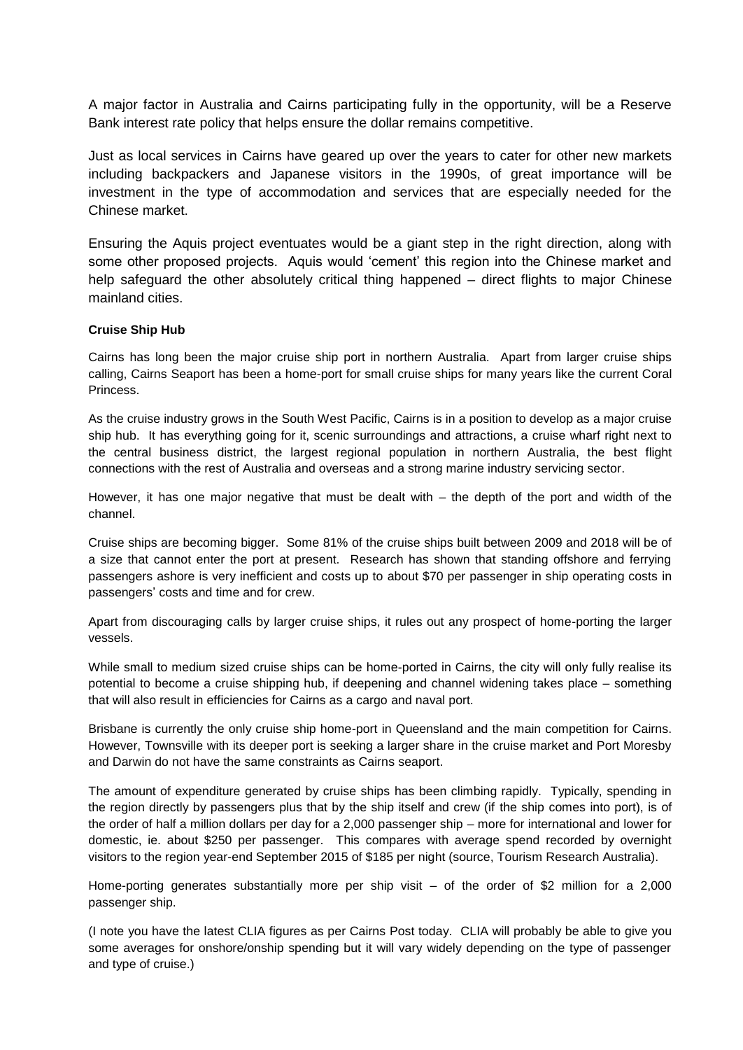A major factor in Australia and Cairns participating fully in the opportunity, will be a Reserve Bank interest rate policy that helps ensure the dollar remains competitive.

Just as local services in Cairns have geared up over the years to cater for other new markets including backpackers and Japanese visitors in the 1990s, of great importance will be investment in the type of accommodation and services that are especially needed for the Chinese market.

Ensuring the Aquis project eventuates would be a giant step in the right direction, along with some other proposed projects. Aquis would 'cement' this region into the Chinese market and help safeguard the other absolutely critical thing happened – direct flights to major Chinese mainland cities.

**Cruise Ship Hub**

Cairns has long been the major cruise ship port in northern Australia. Apart from larger cruise ships calling, Cairns Seaport has been a home-port for small cruise ships for many years like the current Coral Princess.

As the cruise industry grows in the South West Pacific, Cairns is in a position to develop as a major cruise ship hub. It has everything going for it, scenic surroundings and attractions, a cruise wharf right next to the central business district, the largest regional population in northern Australia, the best flight connections with the rest of Australia and overseas and a strong marine industry servicing sector.

However, it has one major negative that must be dealt with – the depth of the port and width of the channel.

Cruise ships are becoming bigger. Some 81% of the cruise ships built between 2009 and 2018 will be of a size that cannot enter the port at present. Research has shown that standing offshore and ferrying passengers ashore is very inefficient and costs up to about $70 per passenger in ship operating costs in passengers' costs and time and for crew.

Apart from discouraging calls by larger cruise ships, it rules out any prospect of home-porting the larger vessels.

While small to medium sized cruise ships can be home-ported in Cairns, the city will only fully realise its potential to become a cruise shipping hub, if deepening and channel widening takes place – something that will also result in efficiencies for Cairns as a cargo and naval port.

Brisbane is currently the only cruise ship home-port in Queensland and the main competition for Cairns. However, Townsville with its deeper port is seeking a larger share in the cruise market and Port Moresby and Darwin do not have the same constraints as Cairns seaport.

The amount of expenditure generated by cruise ships has been climbing rapidly. Typically, spending in the region directly by passengers plus that by the ship itself and crew (if the ship comes into port), is of the order of half a million dollars per day for a 2,000 passenger ship – more for international and lower for domestic, ie. about $250 per passenger. This compares with average spend recorded by overnight visitors to the region year-end September 2015 of $185 per night (source, Tourism Research Australia).

Home-porting generates substantially more per ship visit – of the order of $2 million for a 2,000 passenger ship.

(I note you have the latest CLIA figures as per Cairns Post today. CLIA will probably be able to give you some averages for onshore/onship spending but it will vary widely depending on the type of passenger and type of cruise.)